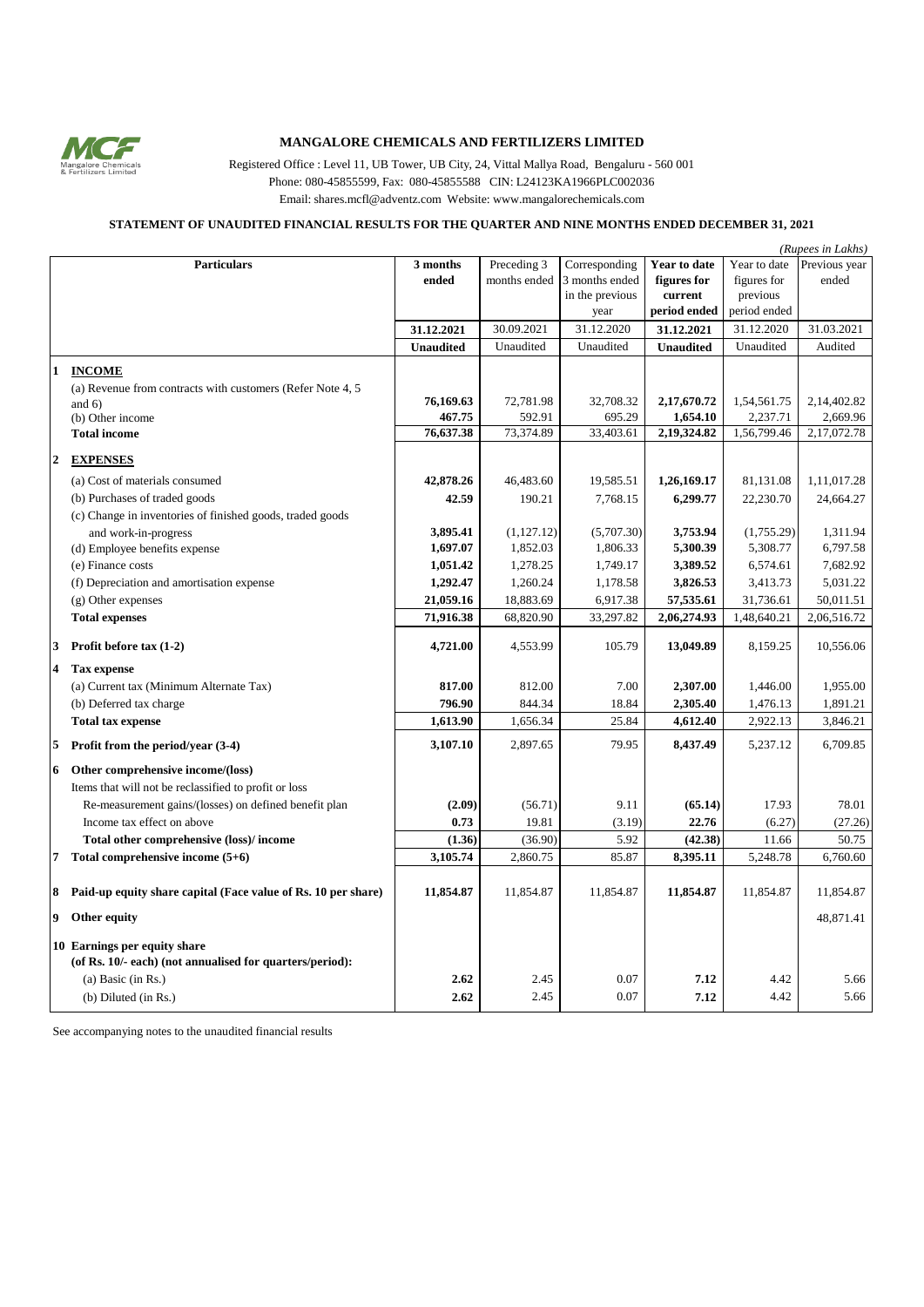# MANGALORE CHEMICALS AND FERTILIZERS LIMITED

Registered Office : Level 11, UB Tower, UB City, 24, Vittal Mallya Road, Bengaluru - 560 001
Phone: 080-45855599, Fax: 080-45855588 CIN: L24123KA1966PLC002036
Email: shares.mcfl@adventz.com Website: www.mangalorechemicals.com

## STATEMENT OF UNAUDITED FINANCIAL RESULTS FOR THE QUARTER AND NINE MONTHS ENDED DECEMBER 31, 2021

*(Rupees in Lakhs)*

| | Particulars | 3 months ended | Preceding 3 months ended | Corresponding 3 months ended in the previous year | Year to date figures for current period ended | Year to date figures for previous period ended | Previous year ended |
|---|---|---|---|---|---|---|---|
| | | **31.12.2021** | 30.09.2021 | 31.12.2020 | **31.12.2021** | 31.12.2020 | 31.03.2021 |
| | | **Unaudited** | Unaudited | Unaudited | **Unaudited** | Unaudited | Audited |
| **1** | **INCOME** | | | | | | |
| | (a) Revenue from contracts with customers (Refer Note 4, 5 and 6) | **76,169.63** | 72,781.98 | 32,708.32 | **2,17,670.72** | 1,54,561.75 | 2,14,402.82 |
| | (b) Other income | **467.75** | 592.91 | 695.29 | **1,654.10** | 2,237.71 | 2,669.96 |
| | **Total income** | **76,637.38** | 73,374.89 | 33,403.61 | **2,19,324.82** | 1,56,799.46 | 2,17,072.78 |
| **2** | **EXPENSES** | | | | | | |
| | (a) Cost of materials consumed | **42,878.26** | 46,483.60 | 19,585.51 | **1,26,169.17** | 81,131.08 | 1,11,017.28 |
| | (b) Purchases of traded goods | **42.59** | 190.21 | 7,768.15 | **6,299.77** | 22,230.70 | 24,664.27 |
| | (c) Change in inventories of finished goods, traded goods and work-in-progress | **3,895.41** | (1,127.12) | (5,707.30) | **3,753.94** | (1,755.29) | 1,311.94 |
| | (d) Employee benefits expense | **1,697.07** | 1,852.03 | 1,806.33 | **5,300.39** | 5,308.77 | 6,797.58 |
| | (e) Finance costs | **1,051.42** | 1,278.25 | 1,749.17 | **3,389.52** | 6,574.61 | 7,682.92 |
| | (f) Depreciation and amortisation expense | **1,292.47** | 1,260.24 | 1,178.58 | **3,826.53** | 3,413.73 | 5,031.22 |
| | (g) Other expenses | **21,059.16** | 18,883.69 | 6,917.38 | **57,535.61** | 31,736.61 | 50,011.51 |
| | **Total expenses** | **71,916.38** | 68,820.90 | 33,297.82 | **2,06,274.93** | 1,48,640.21 | 2,06,516.72 |
| **3** | **Profit before tax (1-2)** | **4,721.00** | 4,553.99 | 105.79 | **13,049.89** | 8,159.25 | 10,556.06 |
| **4** | **Tax expense** | | | | | | |
| | (a) Current tax (Minimum Alternate Tax) | **817.00** | 812.00 | 7.00 | **2,307.00** | 1,446.00 | 1,955.00 |
| | (b) Deferred tax charge | **796.90** | 844.34 | 18.84 | **2,305.40** | 1,476.13 | 1,891.21 |
| | **Total tax expense** | **1,613.90** | 1,656.34 | 25.84 | **4,612.40** | 2,922.13 | 3,846.21 |
| **5** | **Profit from the period/year (3-4)** | **3,107.10** | 2,897.65 | 79.95 | **8,437.49** | 5,237.12 | 6,709.85 |
| **6** | **Other comprehensive income/(loss)** | | | | | | |
| | Items that will not be reclassified to profit or loss | | | | | | |
| | Re-measurement gains/(losses) on defined benefit plan | **(2.09)** | (56.71) | 9.11 | **(65.14)** | 17.93 | 78.01 |
| | Income tax effect on above | **0.73** | 19.81 | (3.19) | **22.76** | (6.27) | (27.26) |
| | **Total other comprehensive (loss)/ income** | **(1.36)** | (36.90) | 5.92 | **(42.38)** | 11.66 | 50.75 |
| **7** | **Total comprehensive income (5+6)** | **3,105.74** | 2,860.75 | 85.87 | **8,395.11** | 5,248.78 | 6,760.60 |
| **8** | **Paid-up equity share capital (Face value of Rs. 10 per share)** | **11,854.87** | 11,854.87 | 11,854.87 | **11,854.87** | 11,854.87 | 11,854.87 |
| **9** | **Other equity** | | | | | | 48,871.41 |
| **10** | **Earnings per equity share (of Rs. 10/- each) (not annualised for quarters/period):** | | | | | | |
| | (a) Basic (in Rs.) | **2.62** | 2.45 | 0.07 | **7.12** | 4.42 | 5.66 |
| | (b) Diluted (in Rs.) | **2.62** | 2.45 | 0.07 | **7.12** | 4.42 | 5.66 |

See accompanying notes to the unaudited financial results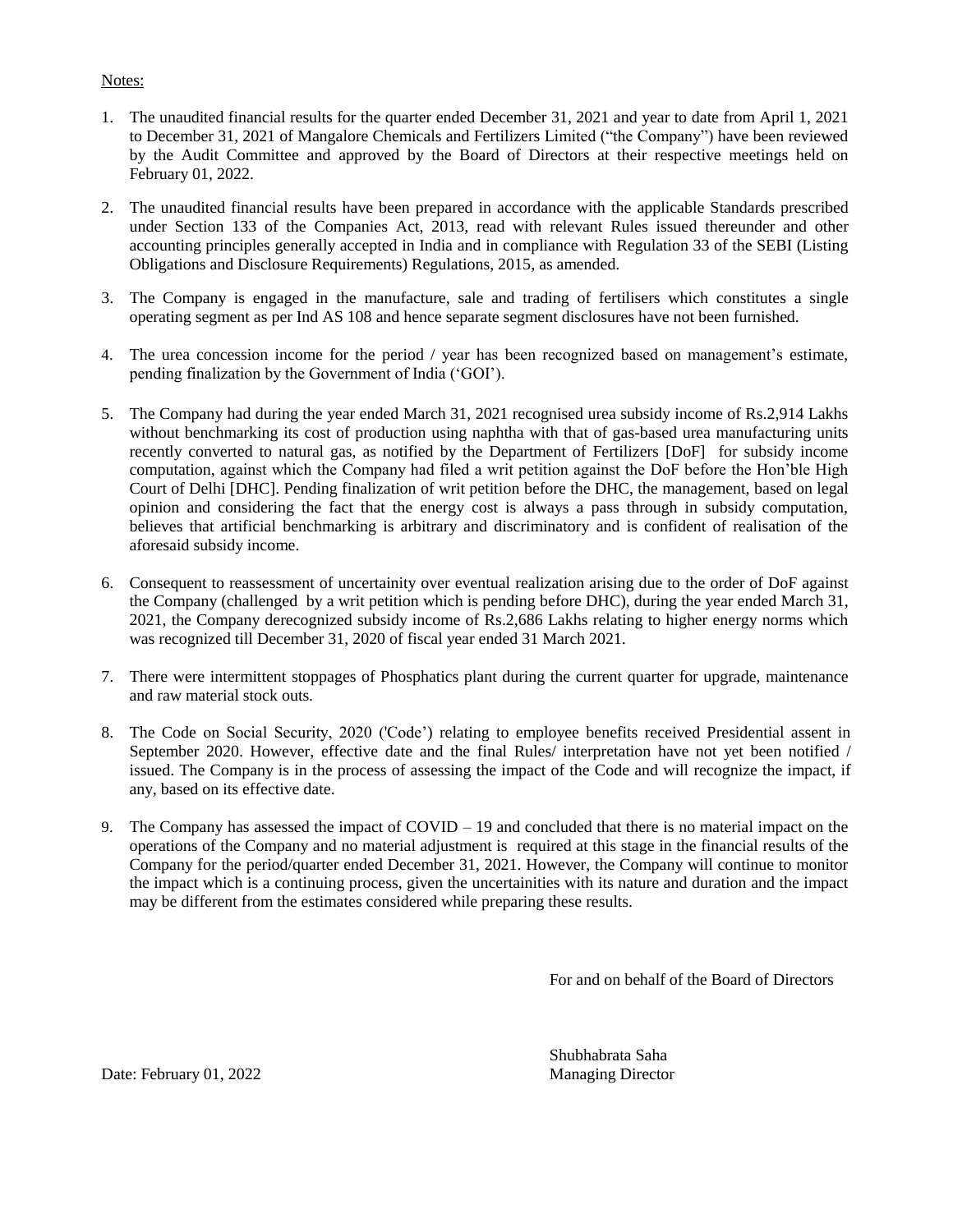Notes:

1. The unaudited financial results for the quarter ended December 31, 2021 and year to date from April 1, 2021 to December 31, 2021 of Mangalore Chemicals and Fertilizers Limited ("the Company") have been reviewed by the Audit Committee and approved by the Board of Directors at their respective meetings held on February 01, 2022.

2. The unaudited financial results have been prepared in accordance with the applicable Standards prescribed under Section 133 of the Companies Act, 2013, read with relevant Rules issued thereunder and other accounting principles generally accepted in India and in compliance with Regulation 33 of the SEBI (Listing Obligations and Disclosure Requirements) Regulations, 2015, as amended.

3. The Company is engaged in the manufacture, sale and trading of fertilisers which constitutes a single operating segment as per Ind AS 108 and hence separate segment disclosures have not been furnished.

4. The urea concession income for the period / year has been recognized based on management's estimate, pending finalization by the Government of India ('GOI').

5. The Company had during the year ended March 31, 2021 recognised urea subsidy income of Rs.2,914 Lakhs without benchmarking its cost of production using naphtha with that of gas-based urea manufacturing units recently converted to natural gas, as notified by the Department of Fertilizers [DoF] for subsidy income computation, against which the Company had filed a writ petition against the DoF before the Hon'ble High Court of Delhi [DHC]. Pending finalization of writ petition before the DHC, the management, based on legal opinion and considering the fact that the energy cost is always a pass through in subsidy computation, believes that artificial benchmarking is arbitrary and discriminatory and is confident of realisation of the aforesaid subsidy income.

6. Consequent to reassessment of uncertainity over eventual realization arising due to the order of DoF against the Company (challenged by a writ petition which is pending before DHC), during the year ended March 31, 2021, the Company derecognized subsidy income of Rs.2,686 Lakhs relating to higher energy norms which was recognized till December 31, 2020 of fiscal year ended 31 March 2021.

7. There were intermittent stoppages of Phosphatics plant during the current quarter for upgrade, maintenance and raw material stock outs.

8. The Code on Social Security, 2020 ('Code') relating to employee benefits received Presidential assent in September 2020. However, effective date and the final Rules/ interpretation have not yet been notified / issued. The Company is in the process of assessing the impact of the Code and will recognize the impact, if any, based on its effective date.

9. The Company has assessed the impact of COVID – 19 and concluded that there is no material impact on the operations of the Company and no material adjustment is required at this stage in the financial results of the Company for the period/quarter ended December 31, 2021. However, the Company will continue to monitor the impact which is a continuing process, given the uncertainities with its nature and duration and the impact may be different from the estimates considered while preparing these results.

For and on behalf of the Board of Directors

Shubhabrata Saha
Managing Director

Date: February 01, 2022